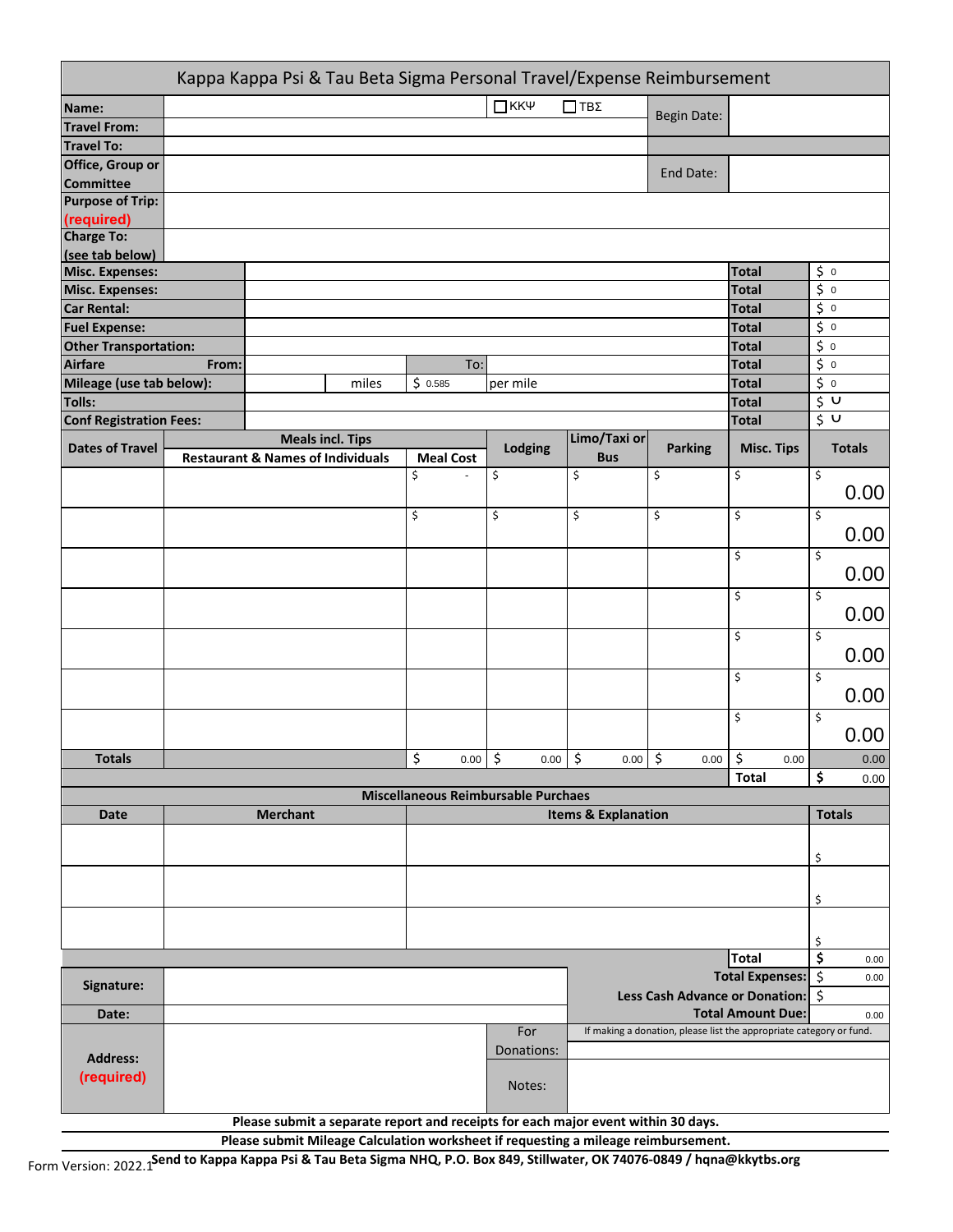# Kappa Kappa Psi & Tau Beta Sigma Personal Travel/Expense Reimbursement

| | | | |
|---|---|---|---|
| **Name:** | ☐ ΚΚΨ ☐ ΤΒΣ | Begin Date: | |
| **Travel From:** | | | |
| **Travel To:** | | | |
| **Office, Group or Committee** | | End Date: | |
| **Purpose of Trip: (required)** | | | |
| **Charge To: (see tab below)** | | | |

| | | | | | |
|---|---|---|---|---|---|
| **Misc. Expenses:** | | | | **Total** | $ 0 |
| **Misc. Expenses:** | | | | **Total** | $ 0 |
| **Car Rental:** | | | | **Total** | $ 0 |
| **Fuel Expense:** | | | | **Total** | $ 0 |
| **Other Transportation:** | | | | **Total** | $ 0 |
| **Airfare From:** | | To: | | **Total** | $ 0 |
| **Mileage (use tab below):** | miles | $ 0.585 | per mile | **Total** | $ 0 |
| **Tolls:** | | | | **Total** | $ - |
| **Conf Registration Fees:** | | | | **Total** | $ - |

| Dates of Travel | Meals incl. Tips – Restaurant & Names of Individuals | Meal Cost | Lodging | Limo/Taxi or Bus | Parking | Misc. Tips | Totals |
|---|---|---|---|---|---|---|---|
| | | $ - | $ | $ | $ | $ | $ 0.00 |
| | | $ | $ | $ | $ | $ | $ 0.00 |
| | | | | | | $ | $ 0.00 |
| | | | | | | $ | $ 0.00 |
| | | | | | | $ | $ 0.00 |
| | | | | | | $ | $ 0.00 |
| | | | | | | $ | $ 0.00 |
| **Totals** | | $ 0.00 | $ 0.00 | $ 0.00 | $ 0.00 | $ 0.00 | 0.00 |
| | | | | | | **Total** | **$** 0.00 |

**Miscellaneous Reimbursable Purchaes**

| Date | Merchant | Items & Explanation | Totals |
|---|---|---|---|
| | | | $ |
| | | | $ |
| | | | $ |
| | | **Total** | **$** 0.00 |

| | | | |
|---|---|---|---|
| **Signature:** | | **Total Expenses:** | $ 0.00 |
| | | **Less Cash Advance or Donation:** | $ |
| **Date:** | | **Total Amount Due:** | 0.00 |
| **Address: (required)** | | For Donations: | If making a donation, please list the appropriate category or fund. |
| | | Notes: | |

**Please submit a separate report and receipts for each major event within 30 days.**

**Please submit Mileage Calculation worksheet if requesting a mileage reimbursement.**

**Send to Kappa Kappa Psi & Tau Beta Sigma NHQ, P.O. Box 849, Stillwater, OK 74076-0849 / hqna@kkytbs.org**

Form Version: 2022.1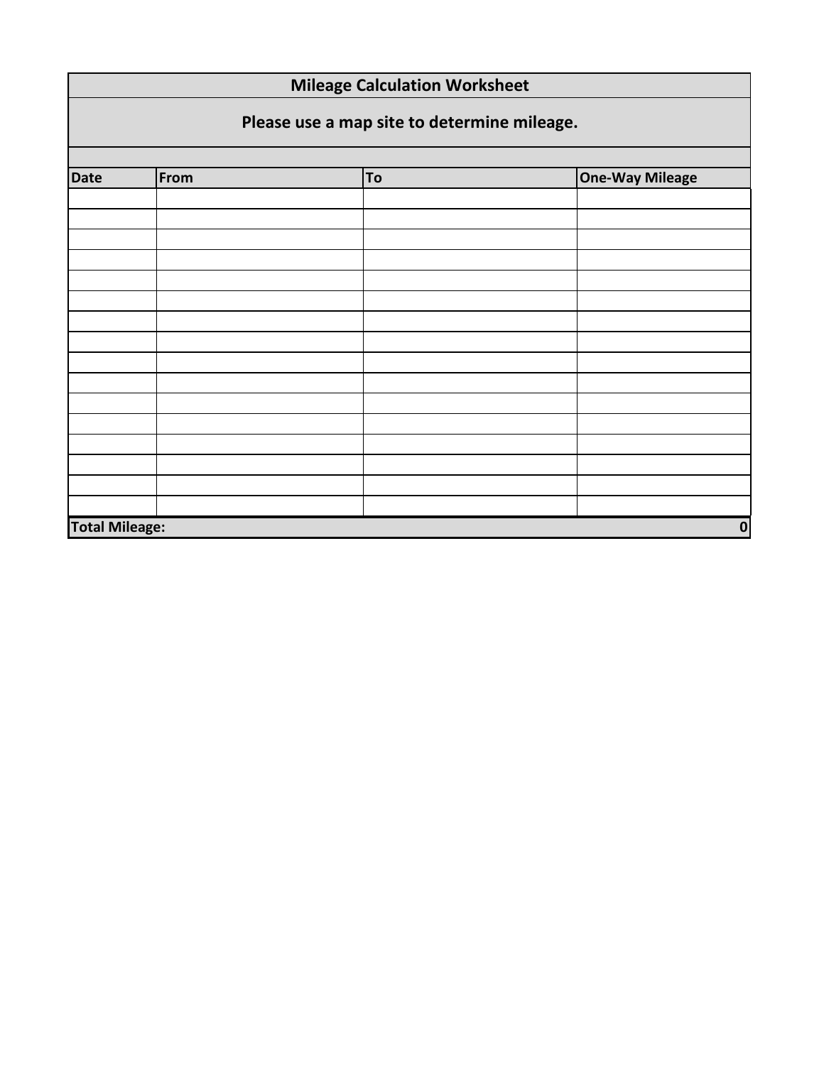# Mileage Calculation Worksheet

**Please use a map site to determine mileage.**

| Date | From | To | One-Way Mileage |
|---|---|---|---|
| | | | |
| | | | |
| | | | |
| | | | |
| | | | |
| | | | |
| | | | |
| | | | |
| | | | |
| | | | |
| | | | |
| | | | |
| | | | |
| | | | |
| | | | |
| | | | |
| **Total Mileage:** | | | **0** |